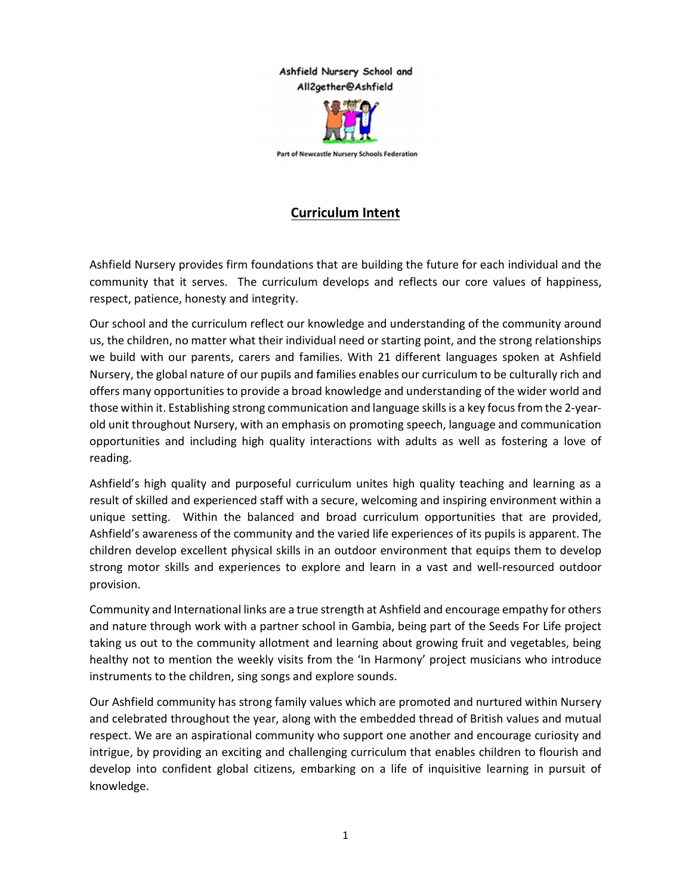Ashfield Nursery School and All2gether@Ashfield

Part of Newcastle Nursery Schools Federation

## Curriculum Intent

Ashfield Nursery provides firm foundations that are building the future for each individual and the community that it serves. The curriculum develops and reflects our core values of happiness, respect, patience, honesty and integrity.

Our school and the curriculum reflect our knowledge and understanding of the community around us, the children, no matter what their individual need or starting point, and the strong relationships we build with our parents, carers and families. With 21 different languages spoken at Ashfield Nursery, the global nature of our pupils and families enables our curriculum to be culturally rich and offers many opportunities to provide a broad knowledge and understanding of the wider world and those within it. Establishing strong communication and language skills is a key focus from the 2-year-old unit throughout Nursery, with an emphasis on promoting speech, language and communication opportunities and including high quality interactions with adults as well as fostering a love of reading.

Ashfield's high quality and purposeful curriculum unites high quality teaching and learning as a result of skilled and experienced staff with a secure, welcoming and inspiring environment within a unique setting. Within the balanced and broad curriculum opportunities that are provided, Ashfield's awareness of the community and the varied life experiences of its pupils is apparent. The children develop excellent physical skills in an outdoor environment that equips them to develop strong motor skills and experiences to explore and learn in a vast and well-resourced outdoor provision.

Community and International links are a true strength at Ashfield and encourage empathy for others and nature through work with a partner school in Gambia, being part of the Seeds For Life project taking us out to the community allotment and learning about growing fruit and vegetables, being healthy not to mention the weekly visits from the 'In Harmony' project musicians who introduce instruments to the children, sing songs and explore sounds.

Our Ashfield community has strong family values which are promoted and nurtured within Nursery and celebrated throughout the year, along with the embedded thread of British values and mutual respect. We are an aspirational community who support one another and encourage curiosity and intrigue, by providing an exciting and challenging curriculum that enables children to flourish and develop into confident global citizens, embarking on a life of inquisitive learning in pursuit of knowledge.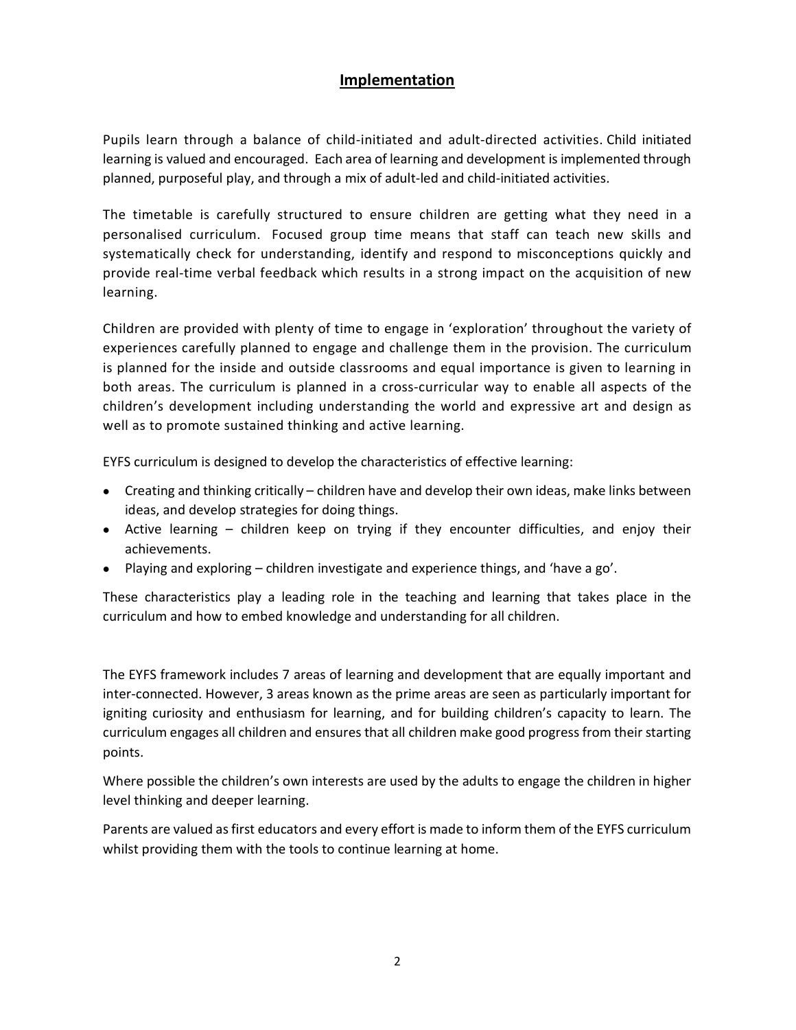# Implementation

Pupils learn through a balance of child-initiated and adult-directed activities. Child initiated learning is valued and encouraged. Each area of learning and development is implemented through planned, purposeful play, and through a mix of adult-led and child-initiated activities.

The timetable is carefully structured to ensure children are getting what they need in a personalised curriculum. Focused group time means that staff can teach new skills and systematically check for understanding, identify and respond to misconceptions quickly and provide real-time verbal feedback which results in a strong impact on the acquisition of new learning.

Children are provided with plenty of time to engage in 'exploration' throughout the variety of experiences carefully planned to engage and challenge them in the provision. The curriculum is planned for the inside and outside classrooms and equal importance is given to learning in both areas. The curriculum is planned in a cross-curricular way to enable all aspects of the children's development including understanding the world and expressive art and design as well as to promote sustained thinking and active learning.

EYFS curriculum is designed to develop the characteristics of effective learning:

- Creating and thinking critically – children have and develop their own ideas, make links between ideas, and develop strategies for doing things.
- Active learning – children keep on trying if they encounter difficulties, and enjoy their achievements.
- Playing and exploring – children investigate and experience things, and 'have a go'.

These characteristics play a leading role in the teaching and learning that takes place in the curriculum and how to embed knowledge and understanding for all children.

The EYFS framework includes 7 areas of learning and development that are equally important and inter-connected. However, 3 areas known as the prime areas are seen as particularly important for igniting curiosity and enthusiasm for learning, and for building children's capacity to learn. The curriculum engages all children and ensures that all children make good progress from their starting points.

Where possible the children's own interests are used by the adults to engage the children in higher level thinking and deeper learning.

Parents are valued as first educators and every effort is made to inform them of the EYFS curriculum whilst providing them with the tools to continue learning at home.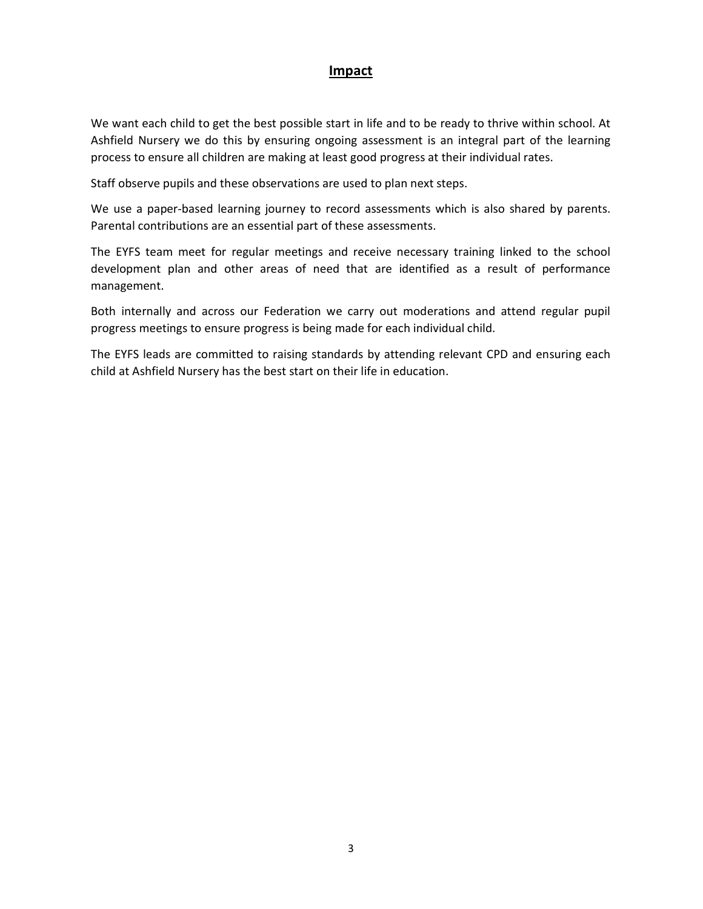# Impact

We want each child to get the best possible start in life and to be ready to thrive within school. At Ashfield Nursery we do this by ensuring ongoing assessment is an integral part of the learning process to ensure all children are making at least good progress at their individual rates.

Staff observe pupils and these observations are used to plan next steps.

We use a paper-based learning journey to record assessments which is also shared by parents. Parental contributions are an essential part of these assessments.

The EYFS team meet for regular meetings and receive necessary training linked to the school development plan and other areas of need that are identified as a result of performance management.

Both internally and across our Federation we carry out moderations and attend regular pupil progress meetings to ensure progress is being made for each individual child.

The EYFS leads are committed to raising standards by attending relevant CPD and ensuring each child at Ashfield Nursery has the best start on their life in education.